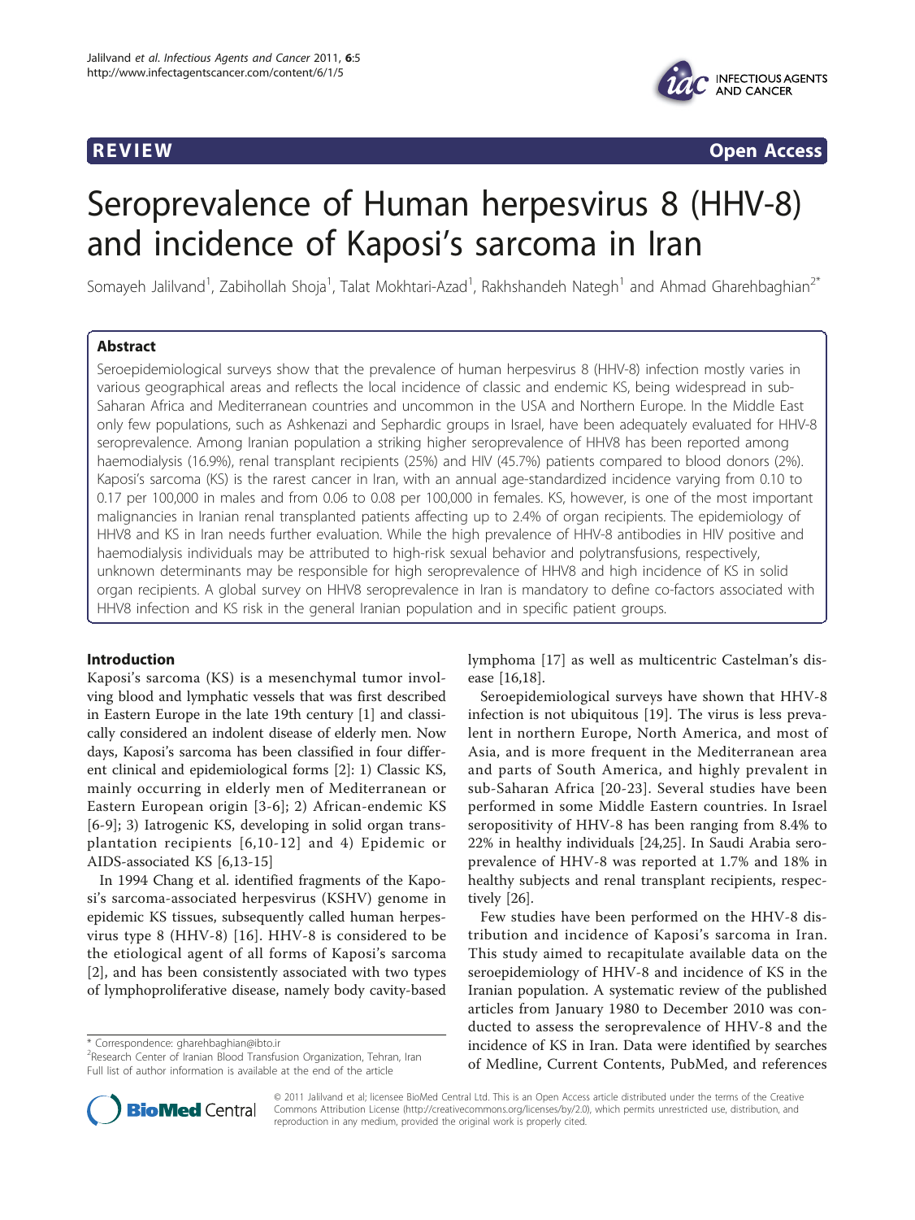**REVIEW** **Open Access**

# Seroprevalence of Human herpesvirus 8 (HHV-8) and incidence of Kaposi's sarcoma in Iran

Somayeh Jalilvand[1], Zabihollah Shoja[1], Talat Mokhtari-Azad[1], Rakhshandeh Nategh[1] and Ahmad Gharehbaghian[2*]

## Abstract

Seroepidemiological surveys show that the prevalence of human herpesvirus 8 (HHV-8) infection mostly varies in various geographical areas and reflects the local incidence of classic and endemic KS, being widespread in sub-Saharan Africa and Mediterranean countries and uncommon in the USA and Northern Europe. In the Middle East only few populations, such as Ashkenazi and Sephardic groups in Israel, have been adequately evaluated for HHV-8 seroprevalence. Among Iranian population a striking higher seroprevalence of HHV8 has been reported among haemodialysis (16.9%), renal transplant recipients (25%) and HIV (45.7%) patients compared to blood donors (2%). Kaposi's sarcoma (KS) is the rarest cancer in Iran, with an annual age-standardized incidence varying from 0.10 to 0.17 per 100,000 in males and from 0.06 to 0.08 per 100,000 in females. KS, however, is one of the most important malignancies in Iranian renal transplanted patients affecting up to 2.4% of organ recipients. The epidemiology of HHV8 and KS in Iran needs further evaluation. While the high prevalence of HHV-8 antibodies in HIV positive and haemodialysis individuals may be attributed to high-risk sexual behavior and polytransfusions, respectively, unknown determinants may be responsible for high seroprevalence of HHV8 and high incidence of KS in solid organ recipients. A global survey on HHV8 seroprevalence in Iran is mandatory to define co-factors associated with HHV8 infection and KS risk in the general Iranian population and in specific patient groups.

## Introduction

Kaposi's sarcoma (KS) is a mesenchymal tumor involving blood and lymphatic vessels that was first described in Eastern Europe in the late 19th century [1] and classically considered an indolent disease of elderly men. Now days, Kaposi's sarcoma has been classified in four different clinical and epidemiological forms [2]: 1) Classic KS, mainly occurring in elderly men of Mediterranean or Eastern European origin [3-6]; 2) African-endemic KS [6-9]; 3) Iatrogenic KS, developing in solid organ transplantation recipients [6,10-12] and 4) Epidemic or AIDS-associated KS [6,13-15]

In 1994 Chang et al. identified fragments of the Kaposi's sarcoma-associated herpesvirus (KSHV) genome in epidemic KS tissues, subsequently called human herpesvirus type 8 (HHV-8) [16]. HHV-8 is considered to be the etiological agent of all forms of Kaposi's sarcoma [2], and has been consistently associated with two types of lymphoproliferative disease, namely body cavity-based lymphoma [17] as well as multicentric Castelman's disease [16,18].

Seroepidemiological surveys have shown that HHV-8 infection is not ubiquitous [19]. The virus is less prevalent in northern Europe, North America, and most of Asia, and is more frequent in the Mediterranean area and parts of South America, and highly prevalent in sub-Saharan Africa [20-23]. Several studies have been performed in some Middle Eastern countries. In Israel seropositivity of HHV-8 has been ranging from 8.4% to 22% in healthy individuals [24,25]. In Saudi Arabia seroprevalence of HHV-8 was reported at 1.7% and 18% in healthy subjects and renal transplant recipients, respectively [26].

Few studies have been performed on the HHV-8 distribution and incidence of Kaposi's sarcoma in Iran. This study aimed to recapitulate available data on the seroepidemiology of HHV-8 and incidence of KS in the Iranian population. A systematic review of the published articles from January 1980 to December 2010 was conducted to assess the seroprevalence of HHV-8 and the incidence of KS in Iran. Data were identified by searches of Medline, Current Contents, PubMed, and references

\* Correspondence: gharehbaghian@ibto.ir
[2]Research Center of Iranian Blood Transfusion Organization, Tehran, Iran
Full list of author information is available at the end of the article

© 2011 Jalilvand et al; licensee BioMed Central Ltd. This is an Open Access article distributed under the terms of the Creative Commons Attribution License (http://creativecommons.org/licenses/by/2.0), which permits unrestricted use, distribution, and reproduction in any medium, provided the original work is properly cited.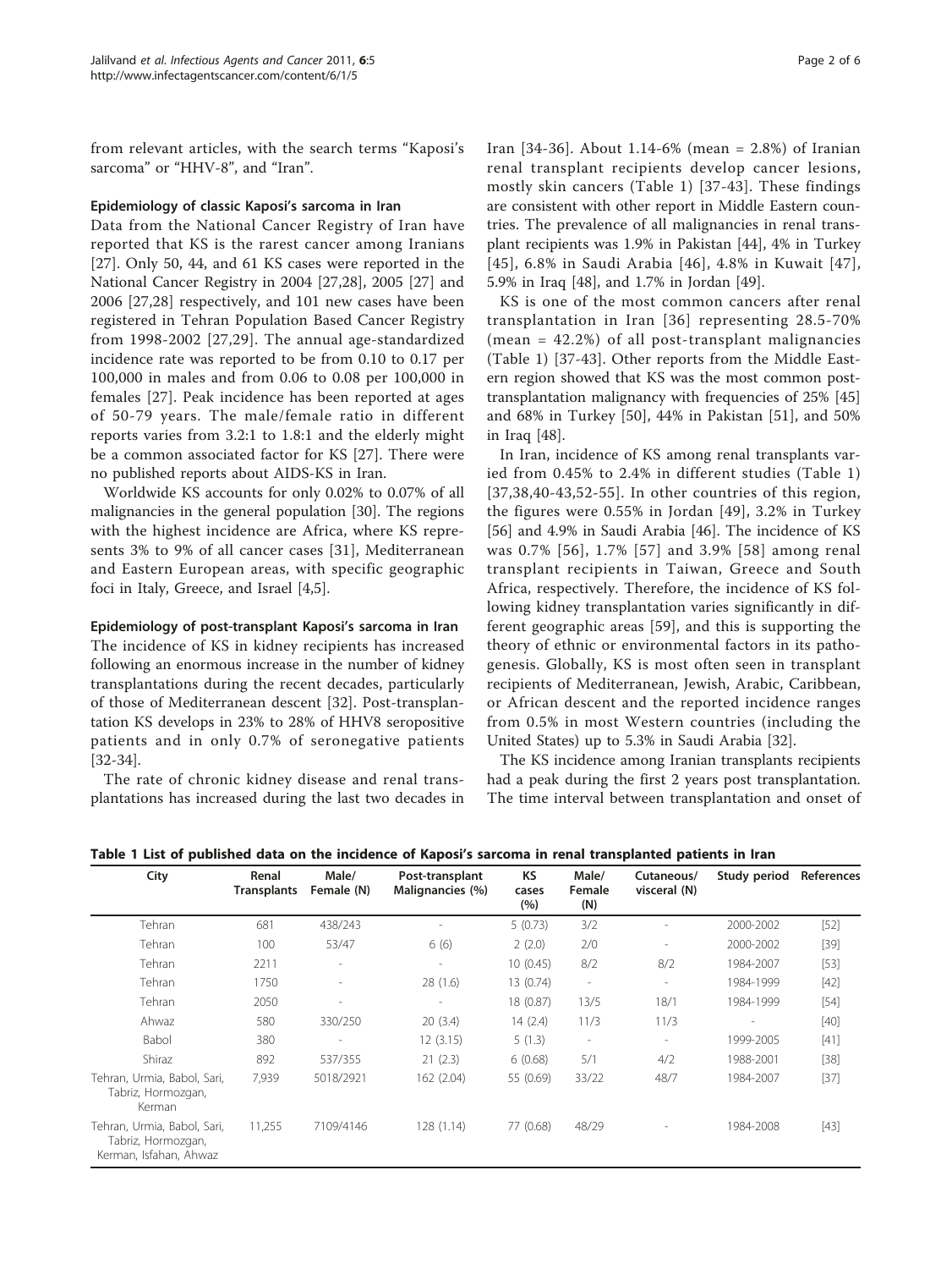from relevant articles, with the search terms "Kaposi's sarcoma" or "HHV-8", and "Iran".

### Epidemiology of classic Kaposi's sarcoma in Iran

Data from the National Cancer Registry of Iran have reported that KS is the rarest cancer among Iranians [27]. Only 50, 44, and 61 KS cases were reported in the National Cancer Registry in 2004 [27,28], 2005 [27] and 2006 [27,28] respectively, and 101 new cases have been registered in Tehran Population Based Cancer Registry from 1998-2002 [27,29]. The annual age-standardized incidence rate was reported to be from 0.10 to 0.17 per 100,000 in males and from 0.06 to 0.08 per 100,000 in females [27]. Peak incidence has been reported at ages of 50-79 years. The male/female ratio in different reports varies from 3.2:1 to 1.8:1 and the elderly might be a common associated factor for KS [27]. There were no published reports about AIDS-KS in Iran.

Worldwide KS accounts for only 0.02% to 0.07% of all malignancies in the general population [30]. The regions with the highest incidence are Africa, where KS represents 3% to 9% of all cancer cases [31], Mediterranean and Eastern European areas, with specific geographic foci in Italy, Greece, and Israel [4,5].

### Epidemiology of post-transplant Kaposi's sarcoma in Iran

The incidence of KS in kidney recipients has increased following an enormous increase in the number of kidney transplantations during the recent decades, particularly of those of Mediterranean descent [32]. Post-transplantation KS develops in 23% to 28% of HHV8 seropositive patients and in only 0.7% of seronegative patients [32-34].

The rate of chronic kidney disease and renal transplantations has increased during the last two decades in Iran [34-36]. About 1.14-6% (mean = 2.8%) of Iranian renal transplant recipients develop cancer lesions, mostly skin cancers (Table 1) [37-43]. These findings are consistent with other report in Middle Eastern countries. The prevalence of all malignancies in renal transplant recipients was 1.9% in Pakistan [44], 4% in Turkey [45], 6.8% in Saudi Arabia [46], 4.8% in Kuwait [47], 5.9% in Iraq [48], and 1.7% in Jordan [49].

KS is one of the most common cancers after renal transplantation in Iran [36] representing 28.5-70% (mean = 42.2%) of all post-transplant malignancies (Table 1) [37-43]. Other reports from the Middle Eastern region showed that KS was the most common post-transplantation malignancy with frequencies of 25% [45] and 68% in Turkey [50], 44% in Pakistan [51], and 50% in Iraq [48].

In Iran, incidence of KS among renal transplants varied from 0.45% to 2.4% in different studies (Table 1) [37,38,40-43,52-55]. In other countries of this region, the figures were 0.55% in Jordan [49], 3.2% in Turkey [56] and 4.9% in Saudi Arabia [46]. The incidence of KS was 0.7% [56], 1.7% [57] and 3.9% [58] among renal transplant recipients in Taiwan, Greece and South Africa, respectively. Therefore, the incidence of KS following kidney transplantation varies significantly in different geographic areas [59], and this is supporting the theory of ethnic or environmental factors in its pathogenesis. Globally, KS is most often seen in transplant recipients of Mediterranean, Jewish, Arabic, Caribbean, or African descent and the reported incidence ranges from 0.5% in most Western countries (including the United States) up to 5.3% in Saudi Arabia [32].

The KS incidence among Iranian transplants recipients had a peak during the first 2 years post transplantation. The time interval between transplantation and onset of

**Table 1 List of published data on the incidence of Kaposi's sarcoma in renal transplanted patients in Iran**

| City | Renal Transplants | Male/ Female (N) | Post-transplant Malignancies (%) | KS cases (%) | Male/ Female (N) | Cutaneous/ visceral (N) | Study period | References |
|---|---|---|---|---|---|---|---|---|
| Tehran | 681 | 438/243 | - | 5 (0.73) | 3/2 | - | 2000-2002 | [52] |
| Tehran | 100 | 53/47 | 6 (6) | 2 (2.0) | 2/0 | - | 2000-2002 | [39] |
| Tehran | 2211 | - | - | 10 (0.45) | 8/2 | 8/2 | 1984-2007 | [53] |
| Tehran | 1750 | - | 28 (1.6) | 13 (0.74) | - | - | 1984-1999 | [42] |
| Tehran | 2050 | - | - | 18 (0.87) | 13/5 | 18/1 | 1984-1999 | [54] |
| Ahwaz | 580 | 330/250 | 20 (3.4) | 14 (2.4) | 11/3 | 11/3 | - | [40] |
| Babol | 380 | - | 12 (3.15) | 5 (1.3) | - | - | 1999-2005 | [41] |
| Shiraz | 892 | 537/355 | 21 (2.3) | 6 (0.68) | 5/1 | 4/2 | 1988-2001 | [38] |
| Tehran, Urmia, Babol, Sari, Tabriz, Hormozgan, Kerman | 7,939 | 5018/2921 | 162 (2.04) | 55 (0.69) | 33/22 | 48/7 | 1984-2007 | [37] |
| Tehran, Urmia, Babol, Sari, Tabriz, Hormozgan, Kerman, Isfahan, Ahwaz | 11,255 | 7109/4146 | 128 (1.14) | 77 (0.68) | 48/29 | - | 1984-2008 | [43] |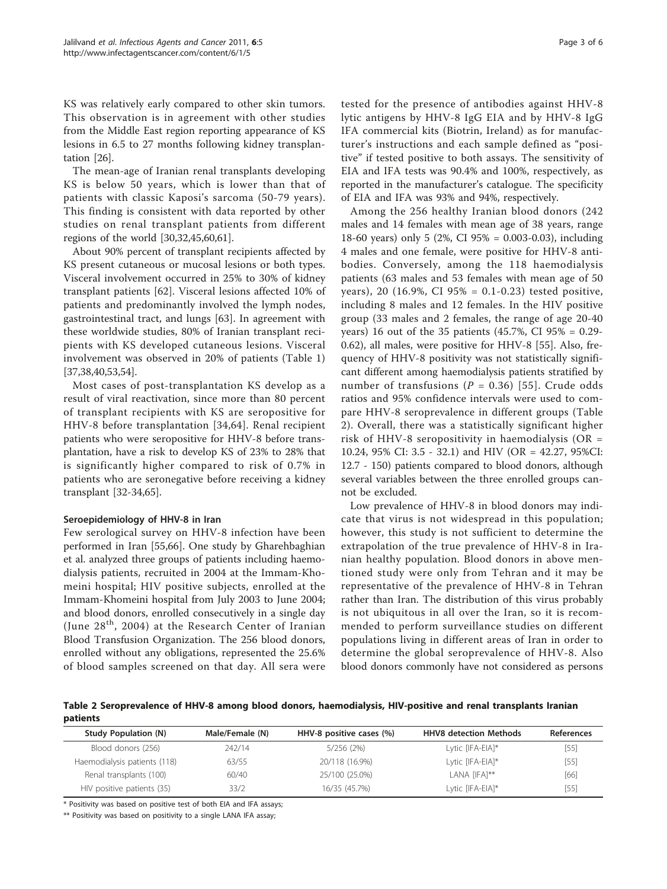KS was relatively early compared to other skin tumors. This observation is in agreement with other studies from the Middle East region reporting appearance of KS lesions in 6.5 to 27 months following kidney transplantation [26].

The mean-age of Iranian renal transplants developing KS is below 50 years, which is lower than that of patients with classic Kaposi's sarcoma (50-79 years). This finding is consistent with data reported by other studies on renal transplant patients from different regions of the world [30,32,45,60,61].

About 90% percent of transplant recipients affected by KS present cutaneous or mucosal lesions or both types. Visceral involvement occurred in 25% to 30% of kidney transplant patients [62]. Visceral lesions affected 10% of patients and predominantly involved the lymph nodes, gastrointestinal tract, and lungs [63]. In agreement with these worldwide studies, 80% of Iranian transplant recipients with KS developed cutaneous lesions. Visceral involvement was observed in 20% of patients (Table 1) [37,38,40,53,54].

Most cases of post-transplantation KS develop as a result of viral reactivation, since more than 80 percent of transplant recipients with KS are seropositive for HHV-8 before transplantation [34,64]. Renal recipient patients who were seropositive for HHV-8 before transplantation, have a risk to develop KS of 23% to 28% that is significantly higher compared to risk of 0.7% in patients who are seronegative before receiving a kidney transplant [32-34,65].

### Seroepidemiology of HHV-8 in Iran

Few serological survey on HHV-8 infection have been performed in Iran [55,66]. One study by Gharehbaghian et al. analyzed three groups of patients including haemodialysis patients, recruited in 2004 at the Immam-Khomeini hospital; HIV positive subjects, enrolled at the Immam-Khomeini hospital from July 2003 to June 2004; and blood donors, enrolled consecutively in a single day (June 28[th], 2004) at the Research Center of Iranian Blood Transfusion Organization. The 256 blood donors, enrolled without any obligations, represented the 25.6% of blood samples screened on that day. All sera were tested for the presence of antibodies against HHV-8 lytic antigens by HHV-8 IgG EIA and by HHV-8 IgG IFA commercial kits (Biotrin, Ireland) as for manufacturer's instructions and each sample defined as "positive" if tested positive to both assays. The sensitivity of EIA and IFA tests was 90.4% and 100%, respectively, as reported in the manufacturer's catalogue. The specificity of EIA and IFA was 93% and 94%, respectively.

Among the 256 healthy Iranian blood donors (242 males and 14 females with mean age of 38 years, range 18-60 years) only 5 (2%, CI 95% = 0.003-0.03), including 4 males and one female, were positive for HHV-8 antibodies. Conversely, among the 118 haemodialysis patients (63 males and 53 females with mean age of 50 years), 20 (16.9%, CI 95% = 0.1-0.23) tested positive, including 8 males and 12 females. In the HIV positive group (33 males and 2 females, the range of age 20-40 years) 16 out of the 35 patients (45.7%, CI 95% = 0.29-0.62), all males, were positive for HHV-8 [55]. Also, frequency of HHV-8 positivity was not statistically significant different among haemodialysis patients stratified by number of transfusions ($P = 0.36$) [55]. Crude odds ratios and 95% confidence intervals were used to compare HHV-8 seroprevalence in different groups (Table 2). Overall, there was a statistically significant higher risk of HHV-8 seropositivity in haemodialysis (OR = 10.24, 95% CI: 3.5 - 32.1) and HIV (OR = 42.27, 95%CI: 12.7 - 150) patients compared to blood donors, although several variables between the three enrolled groups cannot be excluded.

Low prevalence of HHV-8 in blood donors may indicate that virus is not widespread in this population; however, this study is not sufficient to determine the extrapolation of the true prevalence of HHV-8 in Iranian healthy population. Blood donors in above mentioned study were only from Tehran and it may be representative of the prevalence of HHV-8 in Tehran rather than Iran. The distribution of this virus probably is not ubiquitous in all over the Iran, so it is recommended to perform surveillance studies on different populations living in different areas of Iran in order to determine the global seroprevalence of HHV-8. Also blood donors commonly have not considered as persons

**Table 2 Seroprevalence of HHV-8 among blood donors, haemodialysis, HIV-positive and renal transplants Iranian patients**

| Study Population (N) | Male/Female (N) | HHV-8 positive cases (%) | HHV8 detection Methods | References |
|---|---|---|---|---|
| Blood donors (256) | 242/14 | 5/256 (2%) | Lytic [IFA-EIA]* | [55] |
| Haemodialysis patients (118) | 63/55 | 20/118 (16.9%) | Lytic [IFA-EIA]* | [55] |
| Renal transplants (100) | 60/40 | 25/100 (25.0%) | LANA [IFA]** | [66] |
| HIV positive patients (35) | 33/2 | 16/35 (45.7%) | Lytic [IFA-EIA]* | [55] |

\* Positivity was based on positive test of both EIA and IFA assays;

\*\* Positivity was based on positivity to a single LANA IFA assay;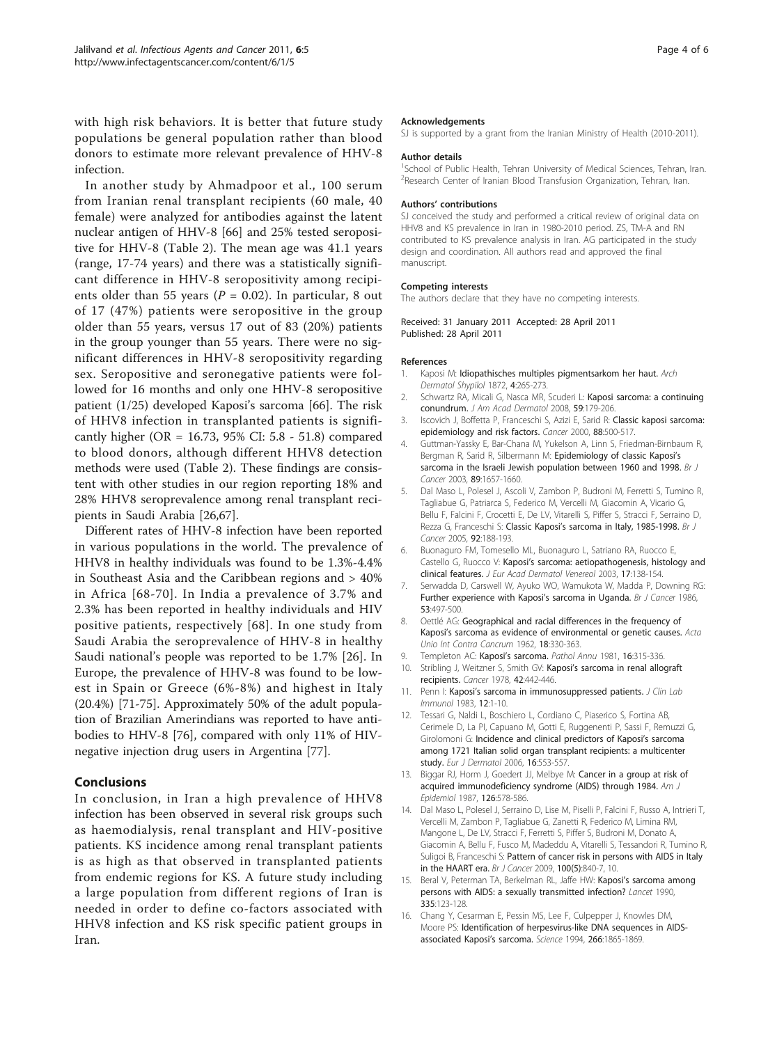with high risk behaviors. It is better that future study populations be general population rather than blood donors to estimate more relevant prevalence of HHV-8 infection.

In another study by Ahmadpoor et al., 100 serum from Iranian renal transplant recipients (60 male, 40 female) were analyzed for antibodies against the latent nuclear antigen of HHV-8 [66] and 25% tested seropositive for HHV-8 (Table 2). The mean age was 41.1 years (range, 17-74 years) and there was a statistically significant difference in HHV-8 seropositivity among recipients older than 55 years ($P = 0.02$). In particular, 8 out of 17 (47%) patients were seropositive in the group older than 55 years, versus 17 out of 83 (20%) patients in the group younger than 55 years. There were no significant differences in HHV-8 seropositivity regarding sex. Seropositive and seronegative patients were followed for 16 months and only one HHV-8 seropositive patient (1/25) developed Kaposi's sarcoma [66]. The risk of HHV8 infection in transplanted patients is significantly higher (OR = 16.73, 95% CI: 5.8 - 51.8) compared to blood donors, although different HHV8 detection methods were used (Table 2). These findings are consistent with other studies in our region reporting 18% and 28% HHV8 seroprevalence among renal transplant recipients in Saudi Arabia [26,67].

Different rates of HHV-8 infection have been reported in various populations in the world. The prevalence of HHV8 in healthy individuals was found to be 1.3%-4.4% in Southeast Asia and the Caribbean regions and > 40% in Africa [68-70]. In India a prevalence of 3.7% and 2.3% has been reported in healthy individuals and HIV positive patients, respectively [68]. In one study from Saudi Arabia the seroprevalence of HHV-8 in healthy Saudi national's people was reported to be 1.7% [26]. In Europe, the prevalence of HHV-8 was found to be lowest in Spain or Greece (6%-8%) and highest in Italy (20.4%) [71-75]. Approximately 50% of the adult population of Brazilian Amerindians was reported to have antibodies to HHV-8 [76], compared with only 11% of HIV-negative injection drug users in Argentina [77].

## Conclusions

In conclusion, in Iran a high prevalence of HHV8 infection has been observed in several risk groups such as haemodialysis, renal transplant and HIV-positive patients. KS incidence among renal transplant patients is as high as that observed in transplanted patients from endemic regions for KS. A future study including a large population from different regions of Iran is needed in order to define co-factors associated with HHV8 infection and KS risk specific patient groups in Iran.

#### Acknowledgements

SJ is supported by a grant from the Iranian Ministry of Health (2010-2011).

#### Author details

[1]School of Public Health, Tehran University of Medical Sciences, Tehran, Iran. [2]Research Center of Iranian Blood Transfusion Organization, Tehran, Iran.

#### Authors' contributions

SJ conceived the study and performed a critical review of original data on HHV8 and KS prevalence in Iran in 1980-2010 period. ZS, TM-A and RN contributed to KS prevalence analysis in Iran. AG participated in the study design and coordination. All authors read and approved the final manuscript.

#### Competing interests

The authors declare that they have no competing interests.

Received: 31 January 2011 Accepted: 28 April 2011
Published: 28 April 2011

#### References

1. Kaposi M: Idiopathisches multiples pigmentsarkom her haut. *Arch Dermatol Shypilol* 1872, 4:265-273.
2. Schwartz RA, Micali G, Nasca MR, Scuderi L: Kaposi sarcoma: a continuing conundrum. *J Am Acad Dermatol* 2008, 59:179-206.
3. Iscovich J, Boffetta P, Franceschi S, Azizi E, Sarid R: Classic kaposi sarcoma: epidemiology and risk factors. *Cancer* 2000, 88:500-517.
4. Guttman-Yassky E, Bar-Chana M, Yukelson A, Linn S, Friedman-Birnbaum R, Bergman R, Sarid R, Silbermann M: Epidemiology of classic Kaposi's sarcoma in the Israeli Jewish population between 1960 and 1998. *Br J Cancer* 2003, 89:1657-1660.
5. Dal Maso L, Polesel J, Ascoli V, Zambon P, Budroni M, Ferretti S, Tumino R, Tagliabue G, Patriarca S, Federico M, Vercelli M, Giacomin A, Vicario G, Bellu F, Falcini F, Crocetti E, De LV, Vitarelli S, Piffer S, Stracci F, Serraino D, Rezza G, Franceschi S: Classic Kaposi's sarcoma in Italy, 1985-1998. *Br J Cancer* 2005, 92:188-193.
6. Buonaguro FM, Tomesello ML, Buonaguro L, Satriano RA, Ruocco E, Castello G, Ruocco V: Kaposi's sarcoma: aetiopathogenesis, histology and clinical features. *J Eur Acad Dermatol Venereol* 2003, 17:138-154.
7. Serwadda D, Carswell W, Ayuko WO, Wamukota W, Madda P, Downing RG: Further experience with Kaposi's sarcoma in Uganda. *Br J Cancer* 1986, 53:497-500.
8. Oettlé AG: Geographical and racial differences in the frequency of Kaposi's sarcoma as evidence of environmental or genetic causes. *Acta Unio Int Contra Cancrum* 1962, 18:330-363.
9. Templeton AC: Kaposi's sarcoma. *Pathol Annu* 1981, 16:315-336.
10. Stribling J, Weitzner S, Smith GV: Kaposi's sarcoma in renal allograft recipients. *Cancer* 1978, 42:442-446.
11. Penn I: Kaposi's sarcoma in immunosuppressed patients. *J Clin Lab Immunol* 1983, 12:1-10.
12. Tessari G, Naldi L, Boschiero L, Cordiano C, Piaserico S, Fortina AB, Cerimele D, La PI, Capuano M, Gotti E, Ruggenenti P, Sassi F, Remuzzi G, Girolomoni G: Incidence and clinical predictors of Kaposi's sarcoma among 1721 Italian solid organ transplant recipients: a multicenter study. *Eur J Dermatol* 2006, 16:553-557.
13. Biggar RJ, Horm J, Goedert JJ, Melbye M: Cancer in a group at risk of acquired immunodeficiency syndrome (AIDS) through 1984. *Am J Epidemiol* 1987, 126:578-586.
14. Dal Maso L, Polesel J, Serraino D, Lise M, Piselli P, Falcini F, Russo A, Intrieri T, Vercelli M, Zambon P, Tagliabue G, Zanetti R, Federico M, Limina RM, Mangone L, De LV, Stracci F, Ferretti S, Piffer S, Budroni M, Donato A, Giacomin A, Bellu F, Fusco M, Madeddu A, Vitarelli S, Tessandori R, Tumino R, Suligoi B, Franceschi S: Pattern of cancer risk in persons with AIDS in Italy in the HAART era. *Br J Cancer* 2009, 100(5):840-7, 10.
15. Beral V, Peterman TA, Berkelman RL, Jaffe HW: Kaposi's sarcoma among persons with AIDS: a sexually transmitted infection? *Lancet* 1990, 335:123-128.
16. Chang Y, Cesarman E, Pessin MS, Lee F, Culpepper J, Knowles DM, Moore PS: Identification of herpesvirus-like DNA sequences in AIDS-associated Kaposi's sarcoma. *Science* 1994, 266:1865-1869.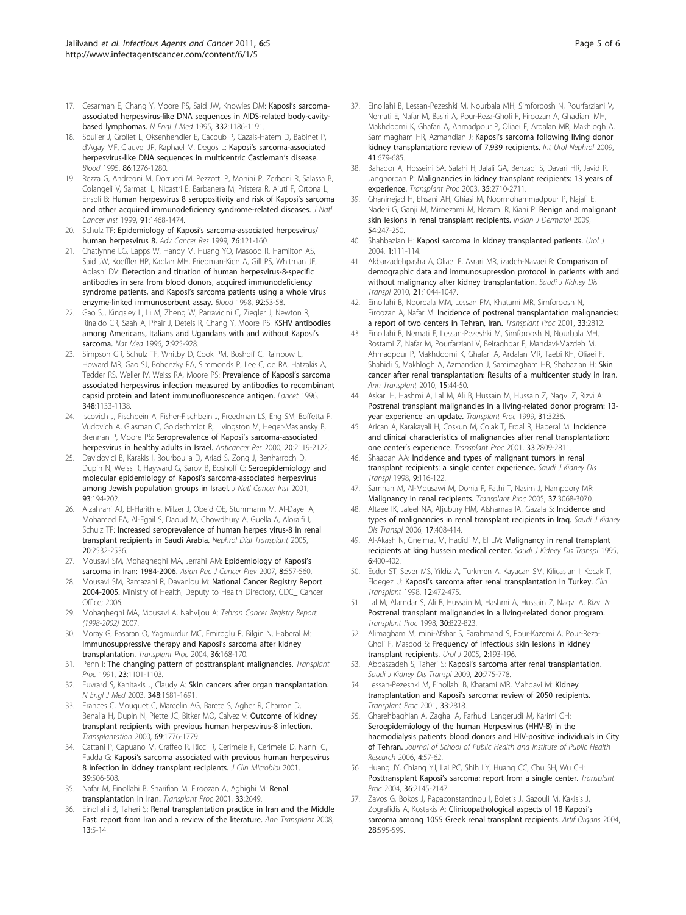17. Cesarman E, Chang Y, Moore PS, Said JW, Knowles DM: **Kaposi's sarcoma-associated herpesvirus-like DNA sequences in AIDS-related body-cavity-based lymphomas.** *N Engl J Med* 1995, **332**:1186-1191.
18. Soulier J, Grollet L, Oksenhendler E, Cacoub P, Cazals-Hatem D, Babinet P, d'Agay MF, Clauvel JP, Raphael M, Degos L: **Kaposi's sarcoma-associated herpesvirus-like DNA sequences in multicentric Castleman's disease.** *Blood* 1995, **86**:1276-1280.
19. Rezza G, Andreoni M, Dorrucci M, Pezzotti P, Monini P, Zerboni R, Salassa B, Colangeli V, Sarmati L, Nicastri E, Barbanera M, Pristera R, Aiuti F, Ortona L, Ensoli B: **Human herpesvirus 8 seropositivity and risk of Kaposi's sarcoma and other acquired immunodeficiency syndrome-related diseases.** *J Natl Cancer Inst* 1999, **91**:1468-1474.
20. Schulz TF: **Epidemiology of Kaposi's sarcoma-associated herpesvirus/human herpesvirus 8.** *Adv Cancer Res* 1999, **76**:121-160.
21. Chatlynne LG, Lapps W, Handy M, Huang YQ, Masood R, Hamilton AS, Said JW, Koeffler HP, Kaplan MH, Friedman-Kien A, Gill PS, Whitman JE, Ablashi DV: **Detection and titration of human herpesvirus-8-specific antibodies in sera from blood donors, acquired immunodeficiency syndrome patients, and Kaposi's sarcoma patients using a whole virus enzyme-linked immunosorbent assay.** *Blood* 1998, **92**:53-58.
22. Gao SJ, Kingsley L, Li M, Zheng W, Parravicini C, Ziegler J, Newton R, Rinaldo CR, Saah A, Phair J, Detels R, Chang Y, Moore PS: **KSHV antibodies among Americans, Italians and Ugandans with and without Kaposi's sarcoma.** *Nat Med* 1996, **2**:925-928.
23. Simpson GR, Schulz TF, Whitby D, Cook PM, Boshoff C, Rainbow L, Howard MR, Gao SJ, Bohenzky RA, Simmonds P, Lee C, de RA, Hatzakis A, Tedder RS, Weller IV, Weiss RA, Moore PS: **Prevalence of Kaposi's sarcoma associated herpesvirus infection measured by antibodies to recombinant capsid protein and latent immunofluorescence antigen.** *Lancet* 1996, **348**:1133-1138.
24. Iscovich J, Fischbein A, Fisher-Fischbein J, Freedman LS, Eng SM, Boffetta P, Vudovich A, Glasman C, Goldschmidt R, Livingston M, Heger-Maslansky B, Brennan P, Moore PS: **Seroprevalence of Kaposi's sarcoma-associated herpesvirus in healthy adults in Israel.** *Anticancer Res* 2000, **20**:2119-2122.
25. Davidovici B, Karakis I, Bourboulia D, Ariad S, Zong J, Benharroch D, Dupin N, Weiss R, Hayward G, Sarov B, Boshoff C: **Seroepidemiology and molecular epidemiology of Kaposi's sarcoma-associated herpesvirus among Jewish population groups in Israel.** *J Natl Cancer Inst* 2001, **93**:194-202.
26. Alzahrani AJ, El-Harith e, Milzer J, Obeid OE, Stuhrmann M, Al-Dayel A, Mohamed EA, Al-Egail S, Daoud M, Chowdhury A, Guella A, Aloraifi I, Schulz TF: **Increased seroprevalence of human herpes virus-8 in renal transplant recipients in Saudi Arabia.** *Nephrol Dial Transplant* 2005, **20**:2532-2536.
27. Mousavi SM, Mohagheghi MA, Jerrahi AM: **Epidemiology of Kaposi's sarcoma in Iran: 1984-2006.** *Asian Pac J Cancer Prev* 2007, **8**:557-560.
28. Mousavi SM, Ramazani R, Davanlou M: **National Cancer Registry Report 2004-2005.** Ministry of Health, Deputy to Health Directory, CDC_ Cancer Office; 2006.
29. Mohagheghi MA, Mousavi A, Nahvijou A: *Tehran Cancer Registry Report. (1998-2002)* 2007.
30. Moray G, Basaran O, Yagmurdur MC, Emiroglu R, Bilgin N, Haberal M: **Immunosuppressive therapy and Kaposi's sarcoma after kidney transplantation.** *Transplant Proc* 2004, **36**:168-170.
31. Penn I: **The changing pattern of posttransplant malignancies.** *Transplant Proc* 1991, **23**:1101-1103.
32. Euvrard S, Kanitakis J, Claudy A: **Skin cancers after organ transplantation.** *N Engl J Med* 2003, **348**:1681-1691.
33. Frances C, Mouquet C, Marcelin AG, Barete S, Agher R, Charron D, Benalia H, Dupin N, Piette JC, Bitker MO, Calvez V: **Outcome of kidney transplant recipients with previous human herpesvirus-8 infection.** *Transplantation* 2000, **69**:1776-1779.
34. Cattani P, Capuano M, Graffeo R, Ricci R, Cerimele F, Cerimele D, Nanni G, Fadda G: **Kaposi's sarcoma associated with previous human herpesvirus 8 infection in kidney transplant recipients.** *J Clin Microbiol* 2001, **39**:506-508.
35. Nafar M, Einollahi B, Sharifian M, Firoozan A, Aghighi M: **Renal transplantation in Iran.** *Transplant Proc* 2001, **33**:2649.
36. Einollahi B, Taheri S: **Renal transplantation practice in Iran and the Middle East: report from Iran and a review of the literature.** *Ann Transplant* 2008, **13**:5-14.
37. Einollahi B, Lessan-Pezeshki M, Nourbala MH, Simforoosh N, Pourfarziani V, Nemati E, Nafar M, Basiri A, Pour-Reza-Gholi F, Firoozan A, Ghadiani MH, Makhdoomi K, Ghafari A, Ahmadpour P, Oliaei F, Ardalan MR, Makhlogh A, Samimagham HR, Azmandian J: **Kaposi's sarcoma following living donor kidney transplantation: review of 7,939 recipients.** *Int Urol Nephrol* 2009, **41**:679-685.
38. Bahador A, Hosseini SA, Salahi H, Jalali GA, Behzadi S, Davari HR, Javid R, Janghorban P: **Malignancies in kidney transplant recipients: 13 years of experience.** *Transplant Proc* 2003, **35**:2710-2711.
39. Ghaninejad H, Ehsani AH, Ghiasi M, Noormohammadpour P, Najafi E, Naderi G, Ganji M, Mirnezami M, Nezami R, Kiani P: **Benign and malignant skin lesions in renal transplant recipients.** *Indian J Dermatol* 2009, **54**:247-250.
40. Shahbazian H: **Kaposi sarcoma in kidney transplanted patients.** *Urol J* 2004, **1**:111-114.
41. Akbarzadehpasha A, Oliaei F, Asrari MR, izadeh-Navaei R: **Comparison of demographic data and immunosupression protocol in patients with and without malignancy after kidney transplantation.** *Saudi J Kidney Dis Transpl* 2010, **21**:1044-1047.
42. Einollahi B, Noorbala MM, Lessan PM, Khatami MR, Simforoosh N, Firoozan A, Nafar M: **Incidence of postrenal transplantation malignancies: a report of two centers in Tehran, Iran.** *Transplant Proc* 2001, **33**:2812.
43. Einollahi B, Nemati E, Lessan-Pezeshki M, Simforoosh N, Nourbala MH, Rostami Z, Nafar M, Pourfarziani V, Beiraghdar F, Mahdavi-Mazdeh M, Ahmadpour P, Makhdoomi K, Ghafari A, Ardalan MR, Taebi KH, Oliaei F, Shahidi S, Makhlogh A, Azmandian J, Samimagham HR, Shabazian H: **Skin cancer after renal transplantation: Results of a multicenter study in Iran.** *Ann Transplant* 2010, **15**:44-50.
44. Askari H, Hashmi A, Lal M, Ali B, Hussain M, Hussain Z, Naqvi Z, Rizvi A: **Postrenal transplant malignancies in a living-related donor program: 13-year experience–an update.** *Transplant Proc* 1999, **31**:3236.
45. Arican A, Karakayali H, Coskun M, Colak T, Erdal R, Haberal M: **Incidence and clinical characteristics of malignancies after renal transplantation: one center's experience.** *Transplant Proc* 2001, **33**:2809-2811.
46. Shaaban AA: **Incidence and types of malignant tumors in renal transplant recipients: a single center experience.** *Saudi J Kidney Dis Transpl* 1998, **9**:116-122.
47. Samhan M, Al-Mousawi M, Donia F, Fathi T, Nasim J, Nampoory MR: **Malignancy in renal recipients.** *Transplant Proc* 2005, **37**:3068-3070.
48. Altaee IK, Jaleel NA, Aljubury HM, Alshamaa IA, Gazala S: **Incidence and types of malignancies in renal transplant recipients in Iraq.** *Saudi J Kidney Dis Transpl* 2006, **17**:408-414.
49. Al-Akash N, Gneimat M, Hadidi M, El LM: **Malignancy in renal transplant recipients at king hussein medical center.** *Saudi J Kidney Dis Transpl* 1995, **6**:400-402.
50. Ecder ST, Sever MS, Yildiz A, Turkmen A, Kayacan SM, Kilicaslan I, Kocak T, Eldegez U: **Kaposi's sarcoma after renal transplantation in Turkey.** *Clin Transplant* 1998, **12**:472-475.
51. Lal M, Alamdar S, Ali B, Hussain M, Hashmi A, Hussain Z, Naqvi A, Rizvi A: **Postrenal transplant malignancies in a living-related donor program.** *Transplant Proc* 1998, **30**:822-823.
52. Alimagham M, mini-Afshar S, Farahmand S, Pour-Kazemi A, Pour-Reza-Gholi F, Masood S: **Frequency of infectious skin lesions in kidney transplant recipients.** *Urol J* 2005, **2**:193-196.
53. Abbaszadeh S, Taheri S: **Kaposi's sarcoma after renal transplantation.** *Saudi J Kidney Dis Transpl* 2009, **20**:775-778.
54. Lessan-Pezeshki M, Einollahi B, Khatami MR, Mahdavi M: **Kidney transplantation and Kaposi's sarcoma: review of 2050 recipients.** *Transplant Proc* 2001, **33**:2818.
55. Gharehbaghian A, Zaghal A, Farhudi Langerudi M, Karimi GH: **Seroepidemiology of the human Herpesvirus (HHV-8) in the haemodialysis patients blood donors and HIV-positive individuals in City of Tehran.** *Journal of School of Public Health and Institute of Public Health Research* 2006, **4**:57-62.
56. Huang JY, Chiang YJ, Lai PC, Shih LY, Huang CC, Chu SH, Wu CH: **Posttransplant Kaposi's sarcoma: report from a single center.** *Transplant Proc* 2004, **36**:2145-2147.
57. Zavos G, Bokos J, Papaconstantinou I, Boletis J, Gazouli M, Kakisis J, Zografidis A, Kostakis A: **Clinicopathological aspects of 18 Kaposi's sarcoma among 1055 Greek renal transplant recipients.** *Artif Organs* 2004, **28**:595-599.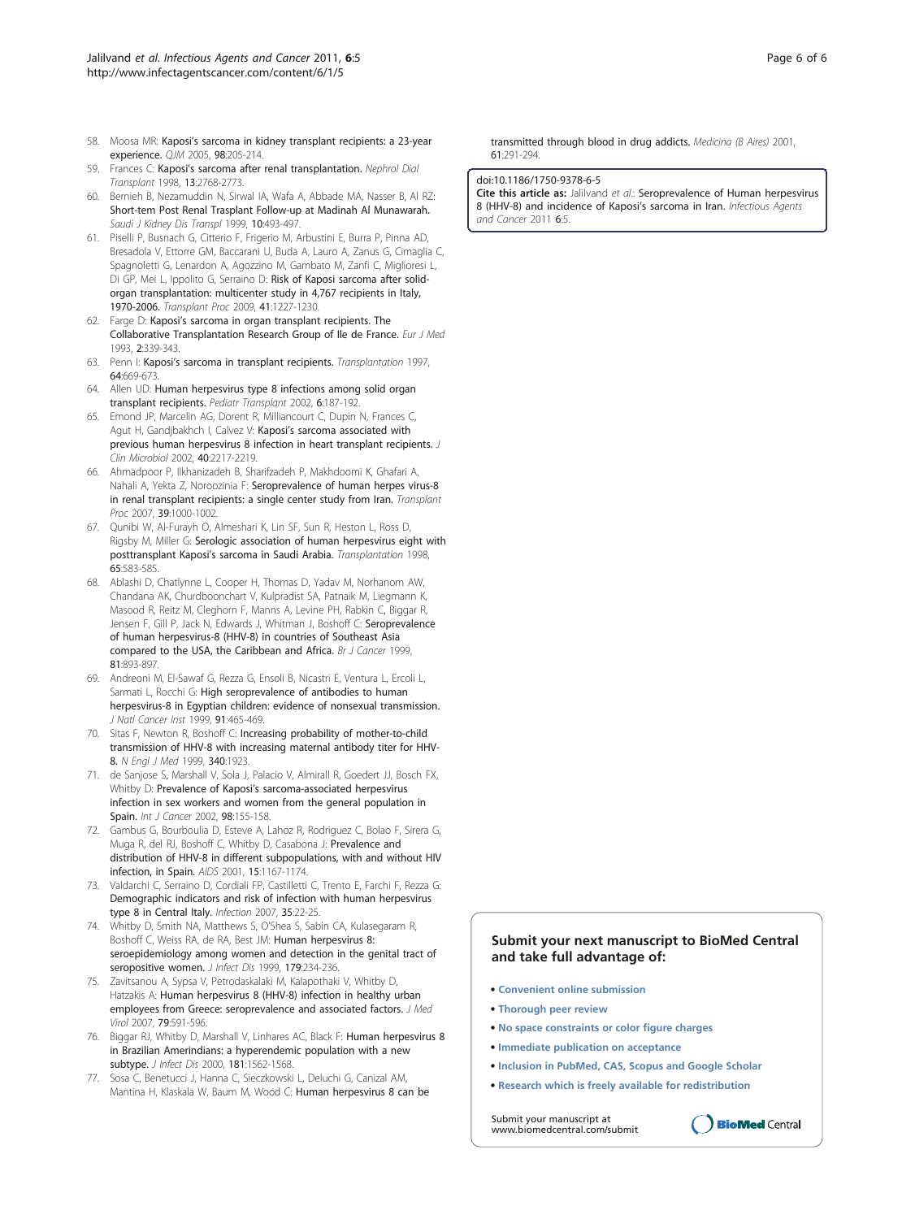58. Moosa MR: Kaposi's sarcoma in kidney transplant recipients: a 23-year experience. *QJM* 2005, **98**:205-214.
59. Frances C: Kaposi's sarcoma after renal transplantation. *Nephrol Dial Transplant* 1998, **13**:2768-2773.
60. Bernieh B, Nezamuddin N, Sirwal IA, Wafa A, Abbade MA, Nasser B, Al RZ: Short-tem Post Renal Trasplant Follow-up at Madinah Al Munawarah. *Saudi J Kidney Dis Transpl* 1999, **10**:493-497.
61. Piselli P, Busnach G, Citterio F, Frigerio M, Arbustini E, Burra P, Pinna AD, Bresadola V, Ettorre GM, Baccarani U, Buda A, Lauro A, Zanus G, Cimaglia C, Spagnoletti G, Lenardon A, Agozzino M, Gambato M, Zanfi C, Miglioresi L, Di GP, Mei L, Ippolito G, Serraino D: Risk of Kaposi sarcoma after solid-organ transplantation: multicenter study in 4,767 recipients in Italy, 1970-2006. *Transplant Proc* 2009, **41**:1227-1230.
62. Farge D: Kaposi's sarcoma in organ transplant recipients. The Collaborative Transplantation Research Group of Ile de France. *Eur J Med* 1993, **2**:339-343.
63. Penn I: Kaposi's sarcoma in transplant recipients. *Transplantation* 1997, **64**:669-673.
64. Allen UD: Human herpesvirus type 8 infections among solid organ transplant recipients. *Pediatr Transplant* 2002, **6**:187-192.
65. Emond JP, Marcelin AG, Dorent R, Milliancourt C, Dupin N, Frances C, Agut H, Gandjbakhch I, Calvez V: Kaposi's sarcoma associated with previous human herpesvirus 8 infection in heart transplant recipients. *J Clin Microbiol* 2002, **40**:2217-2219.
66. Ahmadpoor P, Ilkhanizadeh B, Sharifzadeh P, Makhdoomi K, Ghafari A, Nahali A, Yekta Z, Noroozinia F: Seroprevalence of human herpes virus-8 in renal transplant recipients: a single center study from Iran. *Transplant Proc* 2007, **39**:1000-1002.
67. Qunibi W, Al-Furayh O, Almeshari K, Lin SF, Sun R, Heston L, Ross D, Rigsby M, Miller G: Serologic association of human herpesvirus eight with posttransplant Kaposi's sarcoma in Saudi Arabia. *Transplantation* 1998, **65**:583-585.
68. Ablashi D, Chatlynne L, Cooper H, Thomas D, Yadav M, Norhanom AW, Chandana AK, Churdboonchart V, Kulpradist SA, Patnaik M, Liegmann K, Masood R, Reitz M, Cleghorn F, Manns A, Levine PH, Rabkin C, Biggar R, Jensen F, Gill P, Jack N, Edwards J, Whitman J, Boshoff C: Seroprevalence of human herpesvirus-8 (HHV-8) in countries of Southeast Asia compared to the USA, the Caribbean and Africa. *Br J Cancer* 1999, **81**:893-897.
69. Andreoni M, El-Sawaf G, Rezza G, Ensoli B, Nicastri E, Ventura L, Ercoli L, Sarmati L, Rocchi G: High seroprevalence of antibodies to human herpesvirus-8 in Egyptian children: evidence of nonsexual transmission. *J Natl Cancer Inst* 1999, **91**:465-469.
70. Sitas F, Newton R, Boshoff C: Increasing probability of mother-to-child transmission of HHV-8 with increasing maternal antibody titer for HHV-8. *N Engl J Med* 1999, **340**:1923.
71. de Sanjose S, Marshall V, Sola J, Palacio V, Almirall R, Goedert JJ, Bosch FX, Whitby D: Prevalence of Kaposi's sarcoma-associated herpesvirus infection in sex workers and women from the general population in Spain. *Int J Cancer* 2002, **98**:155-158.
72. Gambus G, Bourboulia D, Esteve A, Lahoz R, Rodriguez C, Bolao F, Sirera G, Muga R, del RJ, Boshoff C, Whitby D, Casabona J: Prevalence and distribution of HHV-8 in different subpopulations, with and without HIV infection, in Spain. *AIDS* 2001, **15**:1167-1174.
73. Valdarchi C, Serraino D, Cordiali FP, Castilletti C, Trento E, Farchi F, Rezza G: Demographic indicators and risk of infection with human herpesvirus type 8 in Central Italy. *Infection* 2007, **35**:22-25.
74. Whitby D, Smith NA, Matthews S, O'Shea S, Sabin CA, Kulasegaram R, Boshoff C, Weiss RA, de RA, Best JM: Human herpesvirus 8: seroepidemiology among women and detection in the genital tract of seropositive women. *J Infect Dis* 1999, **179**:234-236.
75. Zavitsanou A, Sypsa V, Petrodaskalaki M, Kalapothaki V, Whitby D, Hatzakis A: Human herpesvirus 8 (HHV-8) infection in healthy urban employees from Greece: seroprevalence and associated factors. *J Med Virol* 2007, **79**:591-596.
76. Biggar RJ, Whitby D, Marshall V, Linhares AC, Black F: Human herpesvirus 8 in Brazilian Amerindians: a hyperendemic population with a new subtype. *J Infect Dis* 2000, **181**:1562-1568.
77. Sosa C, Benetucci J, Hanna C, Sieczkowski L, Deluchi G, Canizal AM, Mantina H, Klaskala W, Baum M, Wood C: Human herpesvirus 8 can be transmitted through blood in drug addicts. *Medicina (B Aires)* 2001, **61**:291-294.

doi:10.1186/1750-9378-6-5

**Cite this article as:** Jalilvand *et al.*: Seroprevalence of Human herpesvirus 8 (HHV-8) and incidence of Kaposi's sarcoma in Iran. *Infectious Agents and Cancer* 2011 **6**:5.

**Submit your next manuscript to BioMed Central and take full advantage of:**

- Convenient online submission
- Thorough peer review
- No space constraints or color figure charges
- Immediate publication on acceptance
- Inclusion in PubMed, CAS, Scopus and Google Scholar
- Research which is freely available for redistribution

Submit your manuscript at www.biomedcentral.com/submit

BioMed Central